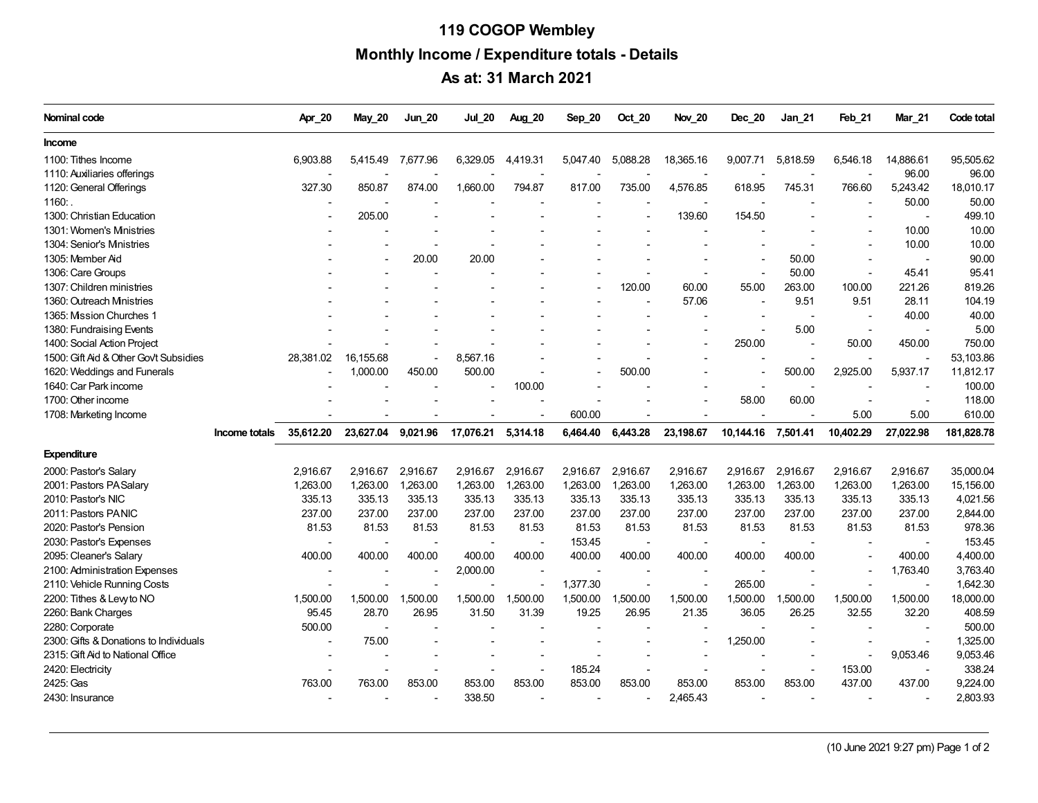# 119 COGOP Wembley

## Monthly Income / Expenditure totals - Details

## As at: 31 March 2021

| Nominal code | Apr_20 | May_20 | Jun_20 | Jul_20 | Aug_20 | Sep_20 | Oct_20 | Nov_20 | Dec_20 | Jan_21 | Feb_21 | Mar_21 | Code total |
|---|---|---|---|---|---|---|---|---|---|---|---|---|---|
| **Income** | | | | | | | | | | | | | |
| 1100: Tithes Income | 6,903.88 | 5,415.49 | 7,677.96 | 6,329.05 | 4,419.31 | 5,047.40 | 5,088.28 | 18,365.16 | 9,007.71 | 5,818.59 | 6,546.18 | 14,886.61 | 95,505.62 |
| 1110: Auxiliaries offerings | - | - | - | - | - | - | - | - | - | - | - | 96.00 | 96.00 |
| 1120: General Offerings | 327.30 | 850.87 | 874.00 | 1,660.00 | 794.87 | 817.00 | 735.00 | 4,576.85 | 618.95 | 745.31 | 766.60 | 5,243.42 | 18,010.17 |
| 1160: . | - | - | - | - | - | - | - | - | - | - | - | 50.00 | 50.00 |
| 1300: Christian Education | - | 205.00 | - | - | - | - | - | 139.60 | 154.50 | - | - | - | 499.10 |
| 1301: Women's Ministries | - | - | - | - | - | - | - | - | - | - | - | 10.00 | 10.00 |
| 1304: Senior's Ministries | - | - | - | - | - | - | - | - | - | - | - | 10.00 | 10.00 |
| 1305: Member Aid | - | - | 20.00 | 20.00 | - | - | - | - | - | 50.00 | - | - | 90.00 |
| 1306: Care Groups | - | - | - | - | - | - | - | - | - | 50.00 | - | 45.41 | 95.41 |
| 1307: Children ministries | - | - | - | - | - | - | 120.00 | 60.00 | 55.00 | 263.00 | 100.00 | 221.26 | 819.26 |
| 1360: Outreach Ministries | - | - | - | - | - | - | - | 57.06 | - | 9.51 | 9.51 | 28.11 | 104.19 |
| 1365: Mission Churches 1 | - | - | - | - | - | - | - | - | - | - | - | 40.00 | 40.00 |
| 1380: Fundraising Events | - | - | - | - | - | - | - | - | - | 5.00 | - | - | 5.00 |
| 1400: Social Action Project | - | - | - | - | - | - | - | - | 250.00 | - | 50.00 | 450.00 | 750.00 |
| 1500: Gift Aid & Other Gov't Subsidies | 28,381.02 | 16,155.68 | - | 8,567.16 | - | - | - | - | - | - | - | - | 53,103.86 |
| 1620: Weddings and Funerals | - | 1,000.00 | 450.00 | 500.00 | - | - | 500.00 | - | - | 500.00 | 2,925.00 | 5,937.17 | 11,812.17 |
| 1640: Car Park income | - | - | - | - | 100.00 | - | - | - | - | - | - | - | 100.00 |
| 1700: Other income | - | - | - | - | - | - | - | - | 58.00 | 60.00 | - | - | 118.00 |
| 1708: Marketing Income | - | - | - | - | - | 600.00 | - | - | - | - | 5.00 | 5.00 | 610.00 |
| **Income totals** | **35,612.20** | **23,627.04** | **9,021.96** | **17,076.21** | **5,314.18** | **6,464.40** | **6,443.28** | **23,198.67** | **10,144.16** | **7,501.41** | **10,402.29** | **27,022.98** | **181,828.78** |
| **Expenditure** | | | | | | | | | | | | | |
| 2000: Pastor's Salary | 2,916.67 | 2,916.67 | 2,916.67 | 2,916.67 | 2,916.67 | 2,916.67 | 2,916.67 | 2,916.67 | 2,916.67 | 2,916.67 | 2,916.67 | 2,916.67 | 35,000.04 |
| 2001: Pastors PA Salary | 1,263.00 | 1,263.00 | 1,263.00 | 1,263.00 | 1,263.00 | 1,263.00 | 1,263.00 | 1,263.00 | 1,263.00 | 1,263.00 | 1,263.00 | 1,263.00 | 15,156.00 |
| 2010: Pastor's NIC | 335.13 | 335.13 | 335.13 | 335.13 | 335.13 | 335.13 | 335.13 | 335.13 | 335.13 | 335.13 | 335.13 | 335.13 | 4,021.56 |
| 2011: Pastors PA NIC | 237.00 | 237.00 | 237.00 | 237.00 | 237.00 | 237.00 | 237.00 | 237.00 | 237.00 | 237.00 | 237.00 | 237.00 | 2,844.00 |
| 2020: Pastor's Pension | 81.53 | 81.53 | 81.53 | 81.53 | 81.53 | 81.53 | 81.53 | 81.53 | 81.53 | 81.53 | 81.53 | 81.53 | 978.36 |
| 2030: Pastor's Expenses | - | - | - | - | - | 153.45 | - | - | - | - | - | - | 153.45 |
| 2095: Cleaner's Salary | 400.00 | 400.00 | 400.00 | 400.00 | 400.00 | 400.00 | 400.00 | 400.00 | 400.00 | 400.00 | - | 400.00 | 4,400.00 |
| 2100: Administration Expenses | - | - | - | 2,000.00 | - | - | - | - | - | - | - | 1,763.40 | 3,763.40 |
| 2110: Vehicle Running Costs | - | - | - | - | - | 1,377.30 | - | - | 265.00 | - | - | - | 1,642.30 |
| 2200: Tithes & Levy to NO | 1,500.00 | 1,500.00 | 1,500.00 | 1,500.00 | 1,500.00 | 1,500.00 | 1,500.00 | 1,500.00 | 1,500.00 | 1,500.00 | 1,500.00 | 1,500.00 | 18,000.00 |
| 2260: Bank Charges | 95.45 | 28.70 | 26.95 | 31.50 | 31.39 | 19.25 | 26.95 | 21.35 | 36.05 | 26.25 | 32.55 | 32.20 | 408.59 |
| 2280: Corporate | 500.00 | - | - | - | - | - | - | - | - | - | - | - | 500.00 |
| 2300: Gifts & Donations to Individuals | - | 75.00 | - | - | - | - | - | - | 1,250.00 | - | - | - | 1,325.00 |
| 2315: Gift Aid to National Office | - | - | - | - | - | - | - | - | - | - | - | 9,053.46 | 9,053.46 |
| 2420: Electricity | - | - | - | - | - | 185.24 | - | - | - | - | 153.00 | - | 338.24 |
| 2425: Gas | 763.00 | 763.00 | 853.00 | 853.00 | 853.00 | 853.00 | 853.00 | 853.00 | 853.00 | 853.00 | 437.00 | 437.00 | 9,224.00 |
| 2430: Insurance | - | - | - | 338.50 | - | - | - | 2,465.43 | - | - | - | - | 2,803.93 |

(10 June 2021 9:27 pm)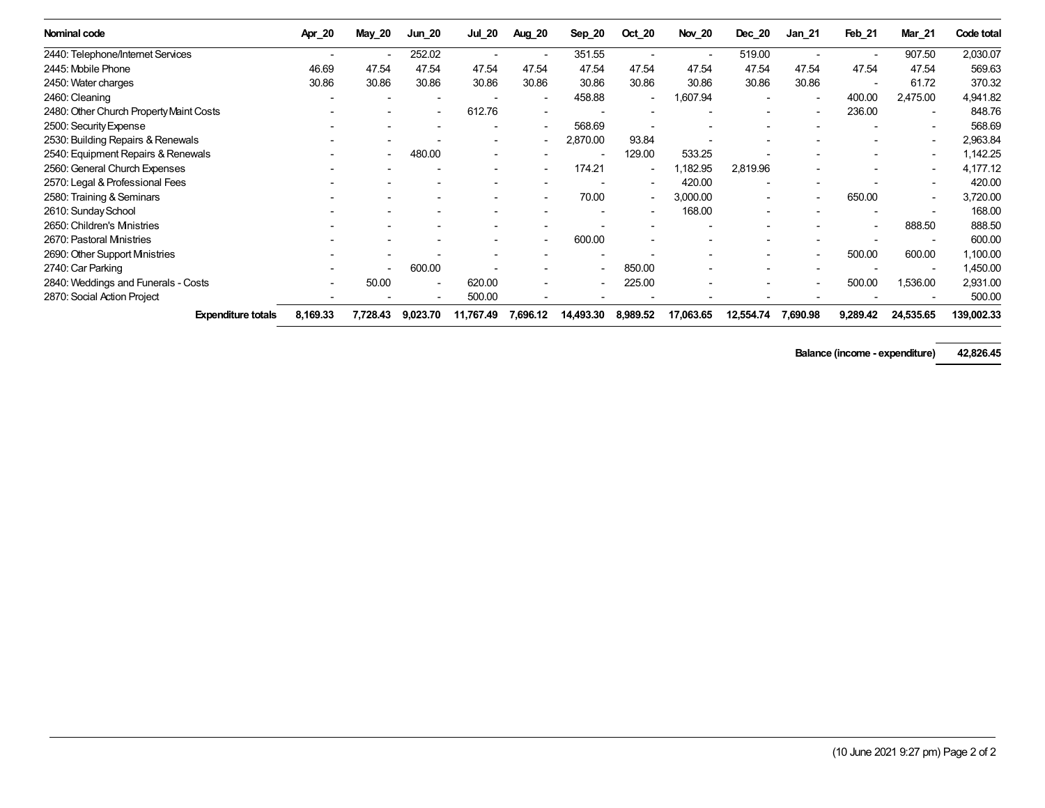| Nominal code | Apr_20 | May_20 | Jun_20 | Jul_20 | Aug_20 | Sep_20 | Oct_20 | Nov_20 | Dec_20 | Jan_21 | Feb_21 | Mar_21 | Code total |
|---|---|---|---|---|---|---|---|---|---|---|---|---|---|
| 2440: Telephone/Internet Services | - | - | 252.02 | - | - | 351.55 | - | - | 519.00 | - | - | 907.50 | 2,030.07 |
| 2445: Mobile Phone | 46.69 | 47.54 | 47.54 | 47.54 | 47.54 | 47.54 | 47.54 | 47.54 | 47.54 | 47.54 | 47.54 | 47.54 | 569.63 |
| 2450: Water charges | 30.86 | 30.86 | 30.86 | 30.86 | 30.86 | 30.86 | 30.86 | 30.86 | 30.86 | 30.86 | - | 61.72 | 370.32 |
| 2460: Cleaning | - | - | - | - | - | 458.88 | - | 1,607.94 | - | - | 400.00 | 2,475.00 | 4,941.82 |
| 2480: Other Church Property Maint Costs | - | - | - | 612.76 | - | - | - | - | - | - | 236.00 | - | 848.76 |
| 2500: Security Expense | - | - | - | - | - | 568.69 | - | - | - | - | - | - | 568.69 |
| 2530: Building Repairs & Renewals | - | - | - | - | - | 2,870.00 | 93.84 | - | - | - | - | - | 2,963.84 |
| 2540: Equipment Repairs & Renewals | - | - | 480.00 | - | - | - | 129.00 | 533.25 | - | - | - | - | 1,142.25 |
| 2560: General Church Expenses | - | - | - | - | - | 174.21 | - | 1,182.95 | 2,819.96 | - | - | - | 4,177.12 |
| 2570: Legal & Professional Fees | - | - | - | - | - | - | - | 420.00 | - | - | - | - | 420.00 |
| 2580: Training & Seminars | - | - | - | - | - | 70.00 | - | 3,000.00 | - | - | 650.00 | - | 3,720.00 |
| 2610: Sunday School | - | - | - | - | - | - | - | 168.00 | - | - | - | - | 168.00 |
| 2650: Children's Ministries | - | - | - | - | - | - | - | - | - | - | - | 888.50 | 888.50 |
| 2670: Pastoral Ministries | - | - | - | - | - | 600.00 | - | - | - | - | - | - | 600.00 |
| 2690: Other Support Ministries | - | - | - | - | - | - | - | - | - | - | 500.00 | 600.00 | 1,100.00 |
| 2740: Car Parking | - | - | 600.00 | - | - | - | 850.00 | - | - | - | - | - | 1,450.00 |
| 2840: Weddings and Funerals - Costs | - | 50.00 | - | 620.00 | - | - | 225.00 | - | - | - | 500.00 | 1,536.00 | 2,931.00 |
| 2870: Social Action Project | - | - | - | 500.00 | - | - | - | - | - | - | - | - | 500.00 |
| **Expenditure totals** | **8,169.33** | **7,728.43** | **9,023.70** | **11,767.49** | **7,696.12** | **14,493.30** | **8,989.52** | **17,063.65** | **12,554.74** | **7,690.98** | **9,289.42** | **24,535.65** | **139,002.33** |

**Balance (income - expenditure)** **42,826.45**

(10 June 2021 9:27 pm)